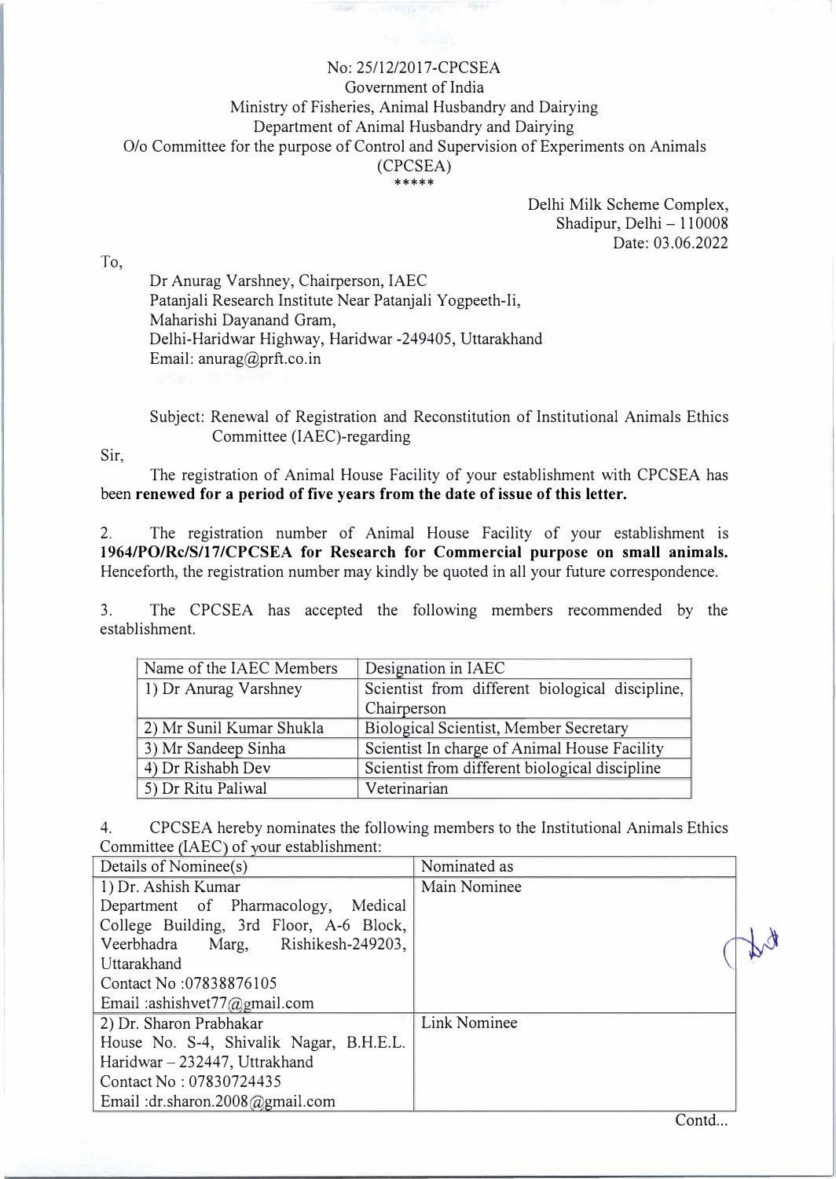No: 25/12/2017-CPCSEA
Government of India
Ministry of Fisheries, Animal Husbandry and Dairying
Department of Animal Husbandry and Dairying
O/o Committee for the purpose of Control and Supervision of Experiments on Animals
(CPCSEA)
*****

Delhi Milk Scheme Complex,
Shadipur, Delhi – 110008
Date: 03.06.2022

To,

Dr Anurag Varshney, Chairperson, IAEC
Patanjali Research Institute Near Patanjali Yogpeeth-Ii,
Maharishi Dayanand Gram,
Delhi-Haridwar Highway, Haridwar -249405, Uttarakhand
Email: anurag@prft.co.in

Subject: Renewal of Registration and Reconstitution of Institutional Animals Ethics Committee (IAEC)-regarding

Sir,

The registration of Animal House Facility of your establishment with CPCSEA has been **renewed for a period of five years from the date of issue of this letter.**

2. The registration number of Animal House Facility of your establishment is **1964/PO/Rc/S/17/CPCSEA for Research for Commercial purpose on small animals.** Henceforth, the registration number may kindly be quoted in all your future correspondence.

3. The CPCSEA has accepted the following members recommended by the establishment.

| Name of the IAEC Members | Designation in IAEC |
|---|---|
| 1) Dr Anurag Varshney | Scientist from different biological discipline, Chairperson |
| 2) Mr Sunil Kumar Shukla | Biological Scientist, Member Secretary |
| 3) Mr Sandeep Sinha | Scientist In charge of Animal House Facility |
| 4) Dr Rishabh Dev | Scientist from different biological discipline |
| 5) Dr Ritu Paliwal | Veterinarian |

4. CPCSEA hereby nominates the following members to the Institutional Animals Ethics Committee (IAEC) of your establishment:

| Details of Nominee(s) | Nominated as |
|---|---|
| 1) Dr. Ashish Kumar<br>Department of Pharmacology, Medical College Building, 3rd Floor, A-6 Block, Veerbhadra Marg, Rishikesh-249203, Uttarakhand<br>Contact No :07838876105<br>Email :ashishvet77@gmail.com | Main Nominee |
| 2) Dr. Sharon Prabhakar<br>House No. S-4, Shivalik Nagar, B.H.E.L. Haridwar – 232447, Uttrakhand<br>Contact No : 07830724435<br>Email :dr.sharon.2008@gmail.com | Link Nominee |

Contd...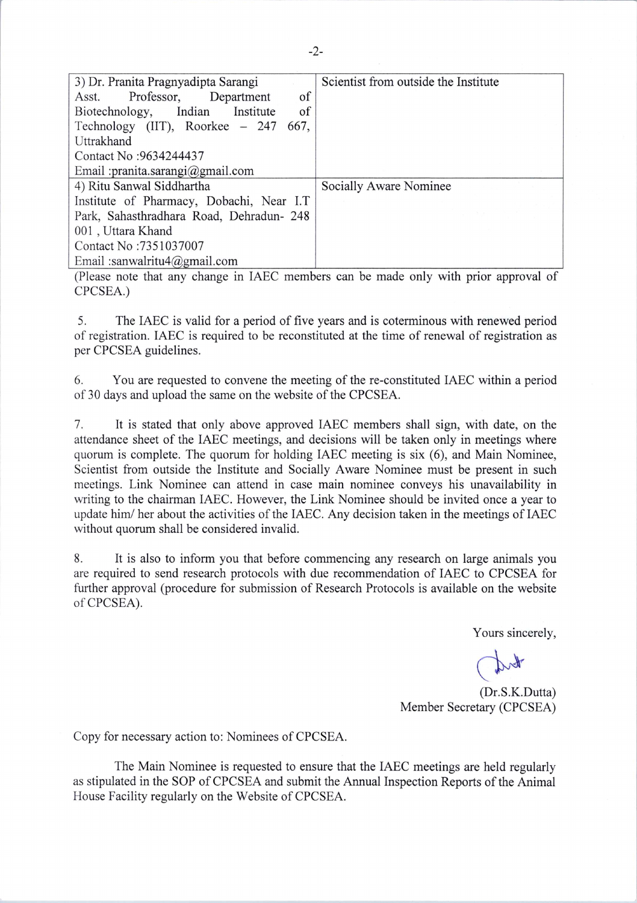| | |
|---|---|
| 3) Dr. Pranita Pragnyadipta Sarangi<br>Asst. Professor, Department of Biotechnology, Indian Institute of Technology (IIT), Roorkee – 247 667, Uttrakhand<br>Contact No :9634244437<br>Email :pranita.sarangi@gmail.com | Scientist from outside the Institute |
| 4) Ritu Sanwal Siddhartha<br>Institute of Pharmacy, Dobachi, Near I.T Park, Sahasthradhara Road, Dehradun- 248 001 , Uttara Khand<br>Contact No :7351037007<br>Email :sanwalritu4@gmail.com | Socially Aware Nominee |

(Please note that any change in IAEC members can be made only with prior approval of CPCSEA.)

5. The IAEC is valid for a period of five years and is coterminous with renewed period of registration. IAEC is required to be reconstituted at the time of renewal of registration as per CPCSEA guidelines.

6. You are requested to convene the meeting of the re-constituted IAEC within a period of 30 days and upload the same on the website of the CPCSEA.

7. It is stated that only above approved IAEC members shall sign, with date, on the attendance sheet of the IAEC meetings, and decisions will be taken only in meetings where quorum is complete. The quorum for holding IAEC meeting is six (6), and Main Nominee, Scientist from outside the Institute and Socially Aware Nominee must be present in such meetings. Link Nominee can attend in case main nominee conveys his unavailability in writing to the chairman IAEC. However, the Link Nominee should be invited once a year to update him/ her about the activities of the IAEC. Any decision taken in the meetings of IAEC without quorum shall be considered invalid.

8. It is also to inform you that before commencing any research on large animals you are required to send research protocols with due recommendation of IAEC to CPCSEA for further approval (procedure for submission of Research Protocols is available on the website of CPCSEA).

Yours sincerely,

(Dr.S.K.Dutta)
Member Secretary (CPCSEA)

Copy for necessary action to: Nominees of CPCSEA.

The Main Nominee is requested to ensure that the IAEC meetings are held regularly as stipulated in the SOP of CPCSEA and submit the Annual Inspection Reports of the Animal House Facility regularly on the Website of CPCSEA.